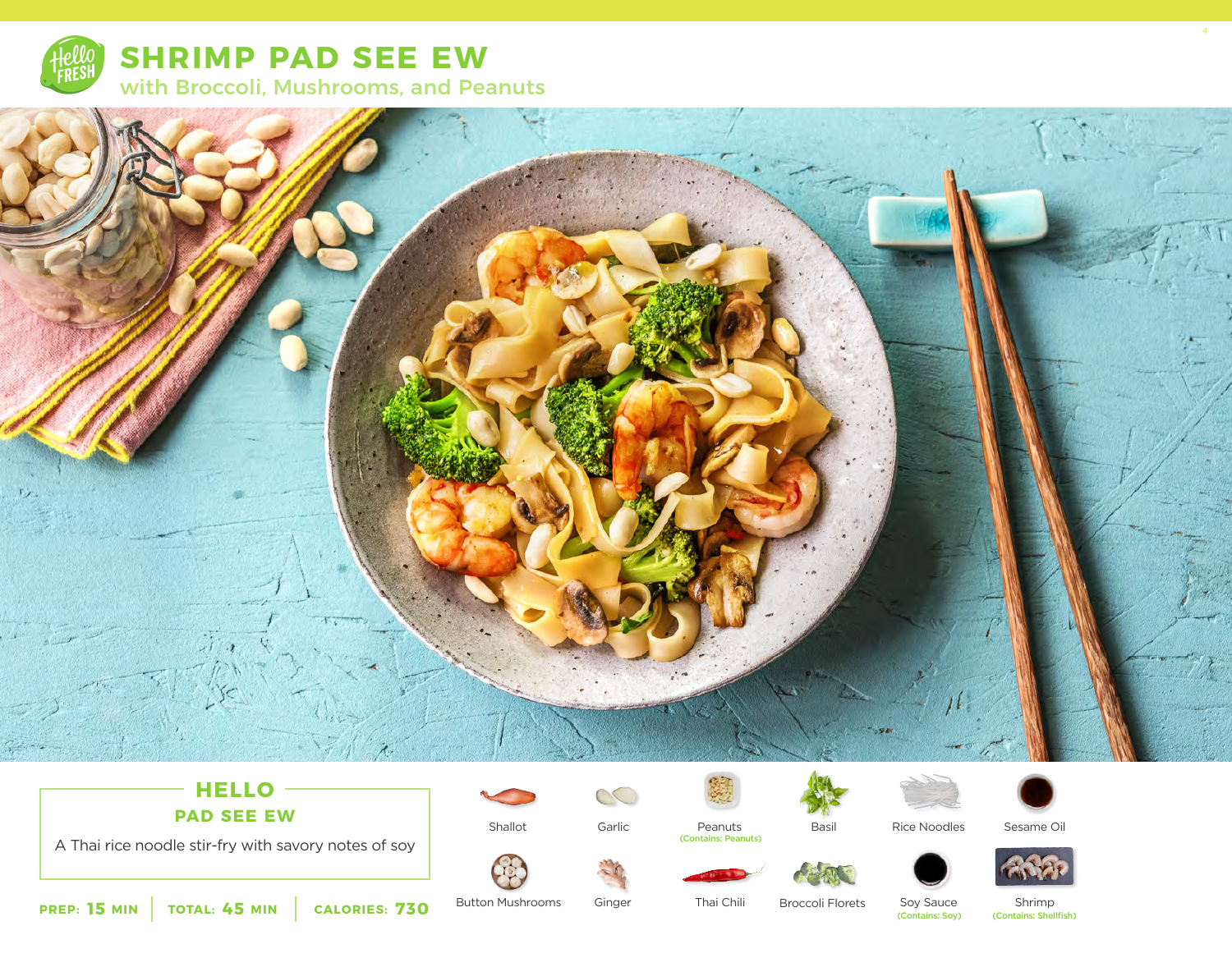# SHRIMP PAD SEE EW

## with Broccoli, Mushrooms, and Peanuts

## HELLO

### PAD SEE EW

A Thai rice noodle stir-fry with savory notes of soy

**PREP:** 15 MIN | **TOTAL:** 45 MIN | **CALORIES:** 730

- Shallot
- Garlic
- Peanuts (Contains: Peanuts)
- Basil
- Rice Noodles
- Sesame Oil
- Button Mushrooms
- Ginger
- Thai Chili
- Broccoli Florets
- Soy Sauce (Contains: Soy)
- Shrimp (Contains: Shellfish)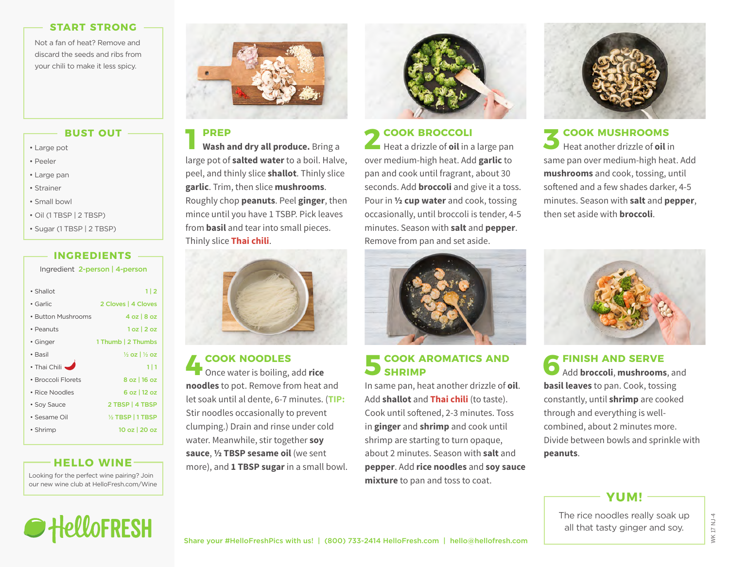## START STRONG

Not a fan of heat? Remove and discard the seeds and ribs from your chili to make it less spicy.

## BUST OUT

- Large pot
- Peeler
- Large pan
- Strainer
- Small bowl
- Oil (1 TBSP | 2 TBSP)
- Sugar (1 TBSP | 2 TBSP)

## INGREDIENTS

| Ingredient | 2-person \| 4-person |
|---|---|
| Shallot | 1 \| 2 |
| Garlic | 2 Cloves \| 4 Cloves |
| Button Mushrooms | 4 oz \| 8 oz |
| Peanuts | 1 oz \| 2 oz |
| Ginger | 1 Thumb \| 2 Thumbs |
| Basil | ½ oz \| ½ oz |
| Thai Chili | 1 \| 1 |
| Broccoli Florets | 8 oz \| 16 oz |
| Rice Noodles | 6 oz \| 12 oz |
| Soy Sauce | 2 TBSP \| 4 TBSP |
| Sesame Oil | ½ TBSP \| 1 TBSP |
| Shrimp | 10 oz \| 20 oz |

## HELLO WINE

Looking for the perfect wine pairing? Join our new wine club at HelloFresh.com/Wine

HelloFRESH

## 1 PREP

**Wash and dry all produce.** Bring a large pot of **salted water** to a boil. Halve, peel, and thinly slice **shallot**. Thinly slice **garlic**. Trim, then slice **mushrooms**. Roughly chop **peanuts**. Peel **ginger**, then mince until you have 1 TSBP. Pick leaves from **basil** and tear into small pieces. Thinly slice **Thai chili**.

## 2 COOK BROCCOLI

Heat a drizzle of **oil** in a large pan over medium-high heat. Add **garlic** to pan and cook until fragrant, about 30 seconds. Add **broccoli** and give it a toss. Pour in **½ cup water** and cook, tossing occasionally, until broccoli is tender, 4-5 minutes. Season with **salt** and **pepper**. Remove from pan and set aside.

## 3 COOK MUSHROOMS

Heat another drizzle of **oil** in same pan over medium-high heat. Add **mushrooms** and cook, tossing, until softened and a few shades darker, 4-5 minutes. Season with **salt** and **pepper**, then set aside with **broccoli**.

## 4 COOK NOODLES

Once water is boiling, add **rice noodles** to pot. Remove from heat and let soak until al dente, 6-7 minutes. (**TIP:** Stir noodles occasionally to prevent clumping.) Drain and rinse under cold water. Meanwhile, stir together **soy sauce**, **½ TBSP sesame oil** (we sent more), and **1 TBSP sugar** in a small bowl.

## 5 COOK AROMATICS AND SHRIMP

In same pan, heat another drizzle of **oil**. Add **shallot** and **Thai chili** (to taste). Cook until softened, 2-3 minutes. Toss in **ginger** and **shrimp** and cook until shrimp are starting to turn opaque, about 2 minutes. Season with **salt** and **pepper**. Add **rice noodles** and **soy sauce mixture** to pan and toss to coat.

## 6 FINISH AND SERVE

Add **broccoli**, **mushrooms**, and **basil leaves** to pan. Cook, tossing constantly, until **shrimp** are cooked through and everything is well-combined, about 2 minutes more. Divide between bowls and sprinkle with **peanuts**.

## YUM!

The rice noodles really soak up all that tasty ginger and soy.

Share your #HelloFreshPics with us! | (800) 733-2414 HelloFresh.com | hello@hellofresh.com

WK 17 NJ-4